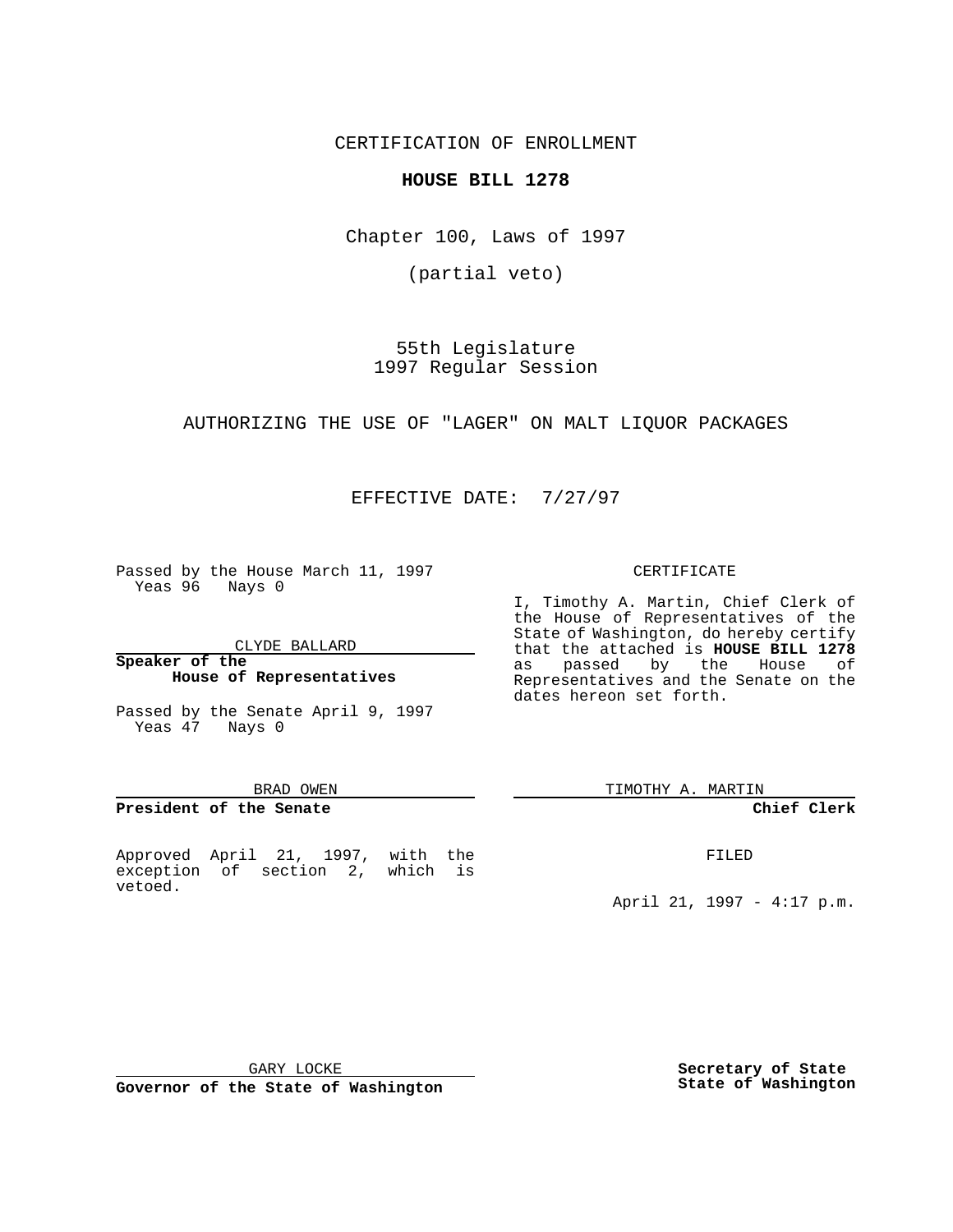CERTIFICATION OF ENROLLMENT

**HOUSE BILL 1278**

Chapter 100, Laws of 1997

(partial veto)

55th Legislature
1997 Regular Session

AUTHORIZING THE USE OF "LAGER" ON MALT LIQUOR PACKAGES

EFFECTIVE DATE: 7/27/97

Passed by the House March 11, 1997
Yeas 96 Nays 0

CLYDE BALLARD

**Speaker of the House of Representatives**

Passed by the Senate April 9, 1997
Yeas 47 Nays 0

BRAD OWEN

**President of the Senate**

Approved April 21, 1997, with the exception of section 2, which is vetoed.

GARY LOCKE

**Governor of the State of Washington**

CERTIFICATE

I, Timothy A. Martin, Chief Clerk of the House of Representatives of the State of Washington, do hereby certify that the attached is **HOUSE BILL 1278** as passed by the House of Representatives and the Senate on the dates hereon set forth.

TIMOTHY A. MARTIN

**Chief Clerk**

FILED

April 21, 1997 - 4:17 p.m.

**Secretary of State State of Washington**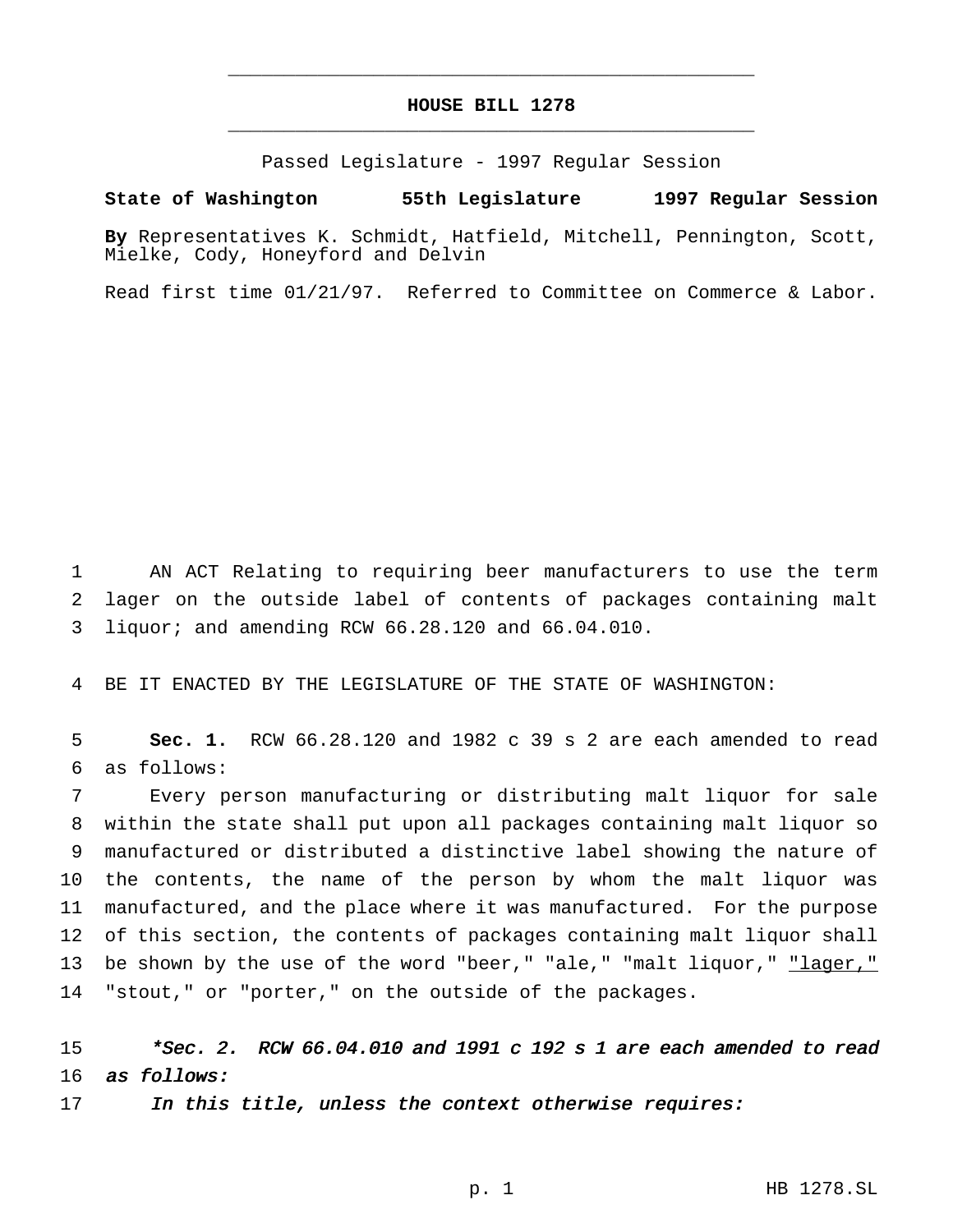# HOUSE BILL 1278

Passed Legislature - 1997 Regular Session

**State of Washington 55th Legislature 1997 Regular Session**

**By** Representatives K. Schmidt, Hatfield, Mitchell, Pennington, Scott, Mielke, Cody, Honeyford and Delvin

Read first time 01/21/97. Referred to Committee on Commerce & Labor.

1 AN ACT Relating to requiring beer manufacturers to use the term
2 lager on the outside label of contents of packages containing malt
3 liquor; and amending RCW 66.28.120 and 66.04.010.

4 BE IT ENACTED BY THE LEGISLATURE OF THE STATE OF WASHINGTON:

5 **Sec. 1.** RCW 66.28.120 and 1982 c 39 s 2 are each amended to read
6 as follows:

7 Every person manufacturing or distributing malt liquor for sale
8 within the state shall put upon all packages containing malt liquor so
9 manufactured or distributed a distinctive label showing the nature of
10 the contents, the name of the person by whom the malt liquor was
11 manufactured, and the place where it was manufactured. For the purpose
12 of this section, the contents of packages containing malt liquor shall
13 be shown by the use of the word "beer," "ale," "malt liquor," <u>"lager,"</u>
14 "stout," or "porter," on the outside of the packages.

15 *\*Sec. 2. RCW 66.04.010 and 1991 c 192 s 1 are each amended to read*
16 *as follows:*

17 *In this title, unless the context otherwise requires:*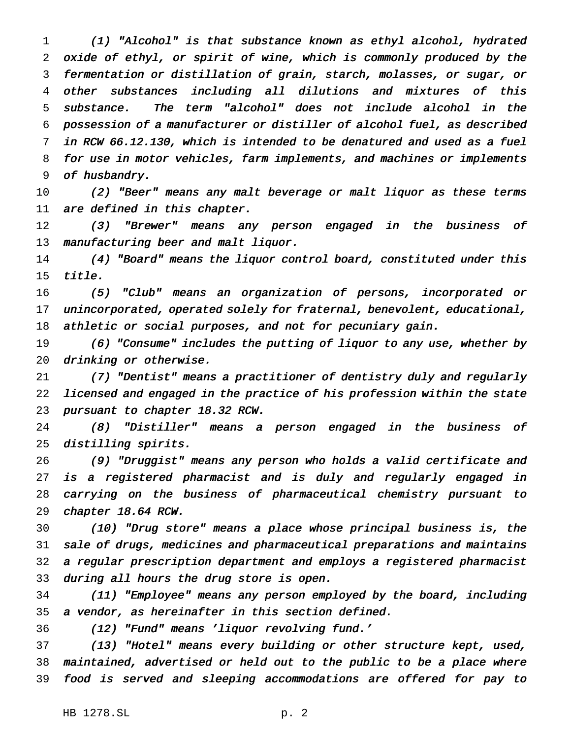*(1) "Alcohol" is that substance known as ethyl alcohol, hydrated oxide of ethyl, or spirit of wine, which is commonly produced by the fermentation or distillation of grain, starch, molasses, or sugar, or other substances including all dilutions and mixtures of this substance. The term "alcohol" does not include alcohol in the possession of a manufacturer or distiller of alcohol fuel, as described in RCW 66.12.130, which is intended to be denatured and used as a fuel for use in motor vehicles, farm implements, and machines or implements of husbandry.*

*(2) "Beer" means any malt beverage or malt liquor as these terms are defined in this chapter.*

*(3) "Brewer" means any person engaged in the business of manufacturing beer and malt liquor.*

*(4) "Board" means the liquor control board, constituted under this title.*

*(5) "Club" means an organization of persons, incorporated or unincorporated, operated solely for fraternal, benevolent, educational, athletic or social purposes, and not for pecuniary gain.*

*(6) "Consume" includes the putting of liquor to any use, whether by drinking or otherwise.*

*(7) "Dentist" means a practitioner of dentistry duly and regularly licensed and engaged in the practice of his profession within the state pursuant to chapter 18.32 RCW.*

*(8) "Distiller" means a person engaged in the business of distilling spirits.*

*(9) "Druggist" means any person who holds a valid certificate and is a registered pharmacist and is duly and regularly engaged in carrying on the business of pharmaceutical chemistry pursuant to chapter 18.64 RCW.*

*(10) "Drug store" means a place whose principal business is, the sale of drugs, medicines and pharmaceutical preparations and maintains a regular prescription department and employs a registered pharmacist during all hours the drug store is open.*

*(11) "Employee" means any person employed by the board, including a vendor, as hereinafter in this section defined.*

*(12) "Fund" means 'liquor revolving fund.'*

*(13) "Hotel" means every building or other structure kept, used, maintained, advertised or held out to the public to be a place where food is served and sleeping accommodations are offered for pay to*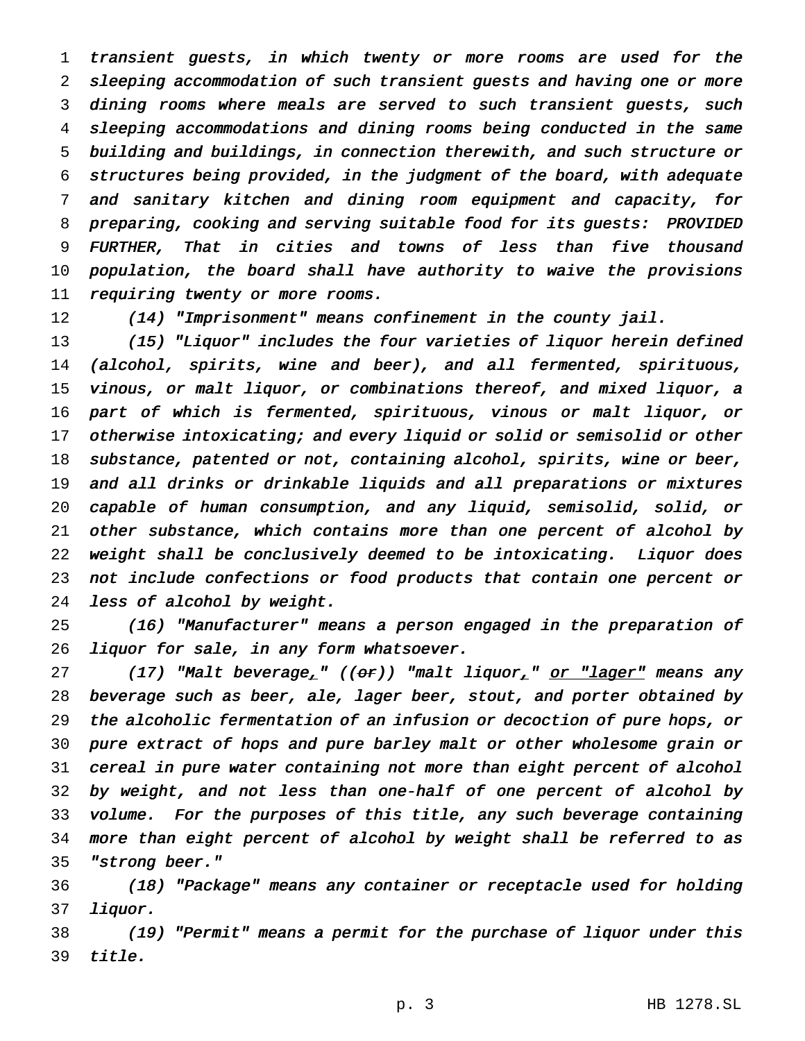transient guests, in which twenty or more rooms are used for the sleeping accommodation of such transient guests and having one or more dining rooms where meals are served to such transient guests, such sleeping accommodations and dining rooms being conducted in the same building and buildings, in connection therewith, and such structure or structures being provided, in the judgment of the board, with adequate and sanitary kitchen and dining room equipment and capacity, for preparing, cooking and serving suitable food for its guests: PROVIDED FURTHER, That in cities and towns of less than five thousand population, the board shall have authority to waive the provisions requiring twenty or more rooms.

(14) "Imprisonment" means confinement in the county jail.

(15) "Liquor" includes the four varieties of liquor herein defined (alcohol, spirits, wine and beer), and all fermented, spirituous, vinous, or malt liquor, or combinations thereof, and mixed liquor, a part of which is fermented, spirituous, vinous or malt liquor, or otherwise intoxicating; and every liquid or solid or semisolid or other substance, patented or not, containing alcohol, spirits, wine or beer, and all drinks or drinkable liquids and all preparations or mixtures capable of human consumption, and any liquid, semisolid, solid, or other substance, which contains more than one percent of alcohol by weight shall be conclusively deemed to be intoxicating. Liquor does not include confections or food products that contain one percent or less of alcohol by weight.

(16) "Manufacturer" means a person engaged in the preparation of liquor for sale, in any form whatsoever.

(17) "Malt beverage," ((~~or~~)) "malt liquor," or "lager" means any beverage such as beer, ale, lager beer, stout, and porter obtained by the alcoholic fermentation of an infusion or decoction of pure hops, or pure extract of hops and pure barley malt or other wholesome grain or cereal in pure water containing not more than eight percent of alcohol by weight, and not less than one-half of one percent of alcohol by volume. For the purposes of this title, any such beverage containing more than eight percent of alcohol by weight shall be referred to as "strong beer."

(18) "Package" means any container or receptacle used for holding liquor.

(19) "Permit" means a permit for the purchase of liquor under this title.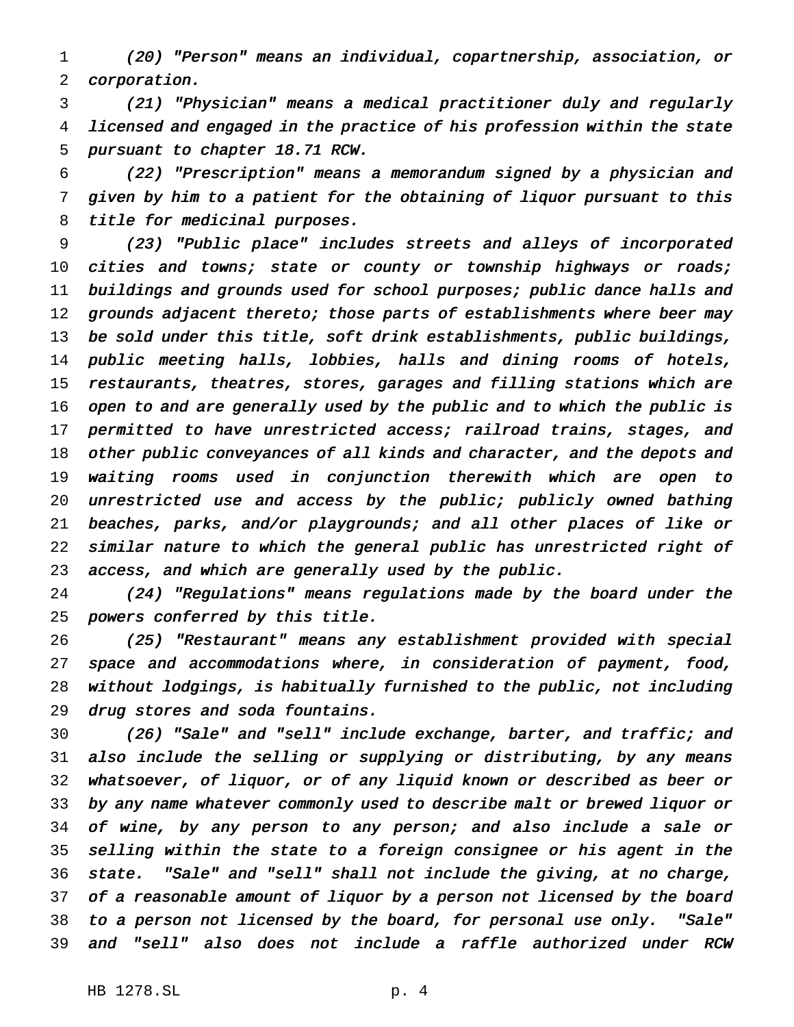*(20) "Person" means an individual, copartnership, association, or corporation.*

*(21) "Physician" means a medical practitioner duly and regularly licensed and engaged in the practice of his profession within the state pursuant to chapter 18.71 RCW.*

*(22) "Prescription" means a memorandum signed by a physician and given by him to a patient for the obtaining of liquor pursuant to this title for medicinal purposes.*

*(23) "Public place" includes streets and alleys of incorporated cities and towns; state or county or township highways or roads; buildings and grounds used for school purposes; public dance halls and grounds adjacent thereto; those parts of establishments where beer may be sold under this title, soft drink establishments, public buildings, public meeting halls, lobbies, halls and dining rooms of hotels, restaurants, theatres, stores, garages and filling stations which are open to and are generally used by the public and to which the public is permitted to have unrestricted access; railroad trains, stages, and other public conveyances of all kinds and character, and the depots and waiting rooms used in conjunction therewith which are open to unrestricted use and access by the public; publicly owned bathing beaches, parks, and/or playgrounds; and all other places of like or similar nature to which the general public has unrestricted right of access, and which are generally used by the public.*

*(24) "Regulations" means regulations made by the board under the powers conferred by this title.*

*(25) "Restaurant" means any establishment provided with special space and accommodations where, in consideration of payment, food, without lodgings, is habitually furnished to the public, not including drug stores and soda fountains.*

*(26) "Sale" and "sell" include exchange, barter, and traffic; and also include the selling or supplying or distributing, by any means whatsoever, of liquor, or of any liquid known or described as beer or by any name whatever commonly used to describe malt or brewed liquor or of wine, by any person to any person; and also include a sale or selling within the state to a foreign consignee or his agent in the state. "Sale" and "sell" shall not include the giving, at no charge, of a reasonable amount of liquor by a person not licensed by the board to a person not licensed by the board, for personal use only. "Sale" and "sell" also does not include a raffle authorized under RCW*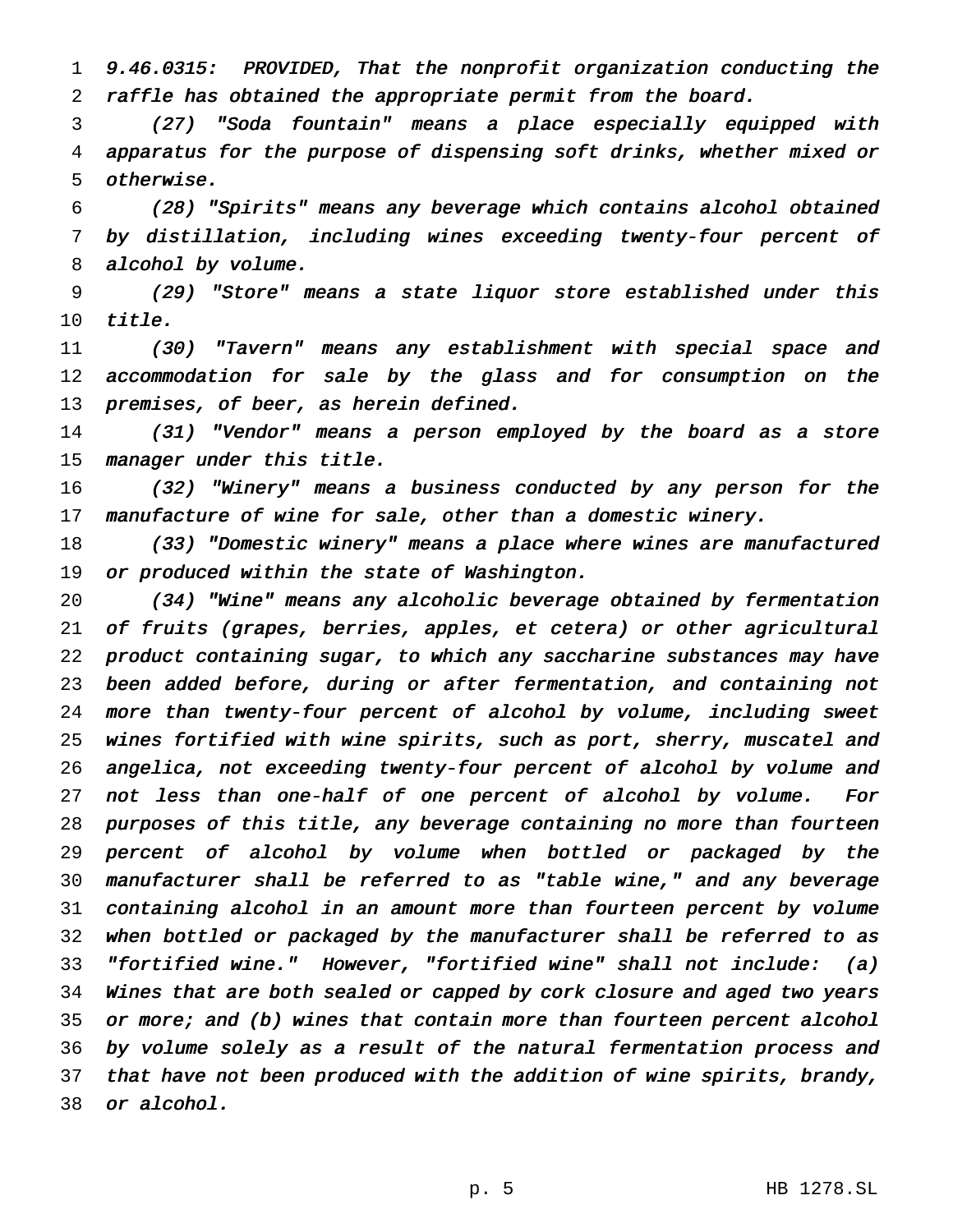*9.46.0315: PROVIDED, That the nonprofit organization conducting the raffle has obtained the appropriate permit from the board.*

*(27) "Soda fountain" means a place especially equipped with apparatus for the purpose of dispensing soft drinks, whether mixed or otherwise.*

*(28) "Spirits" means any beverage which contains alcohol obtained by distillation, including wines exceeding twenty-four percent of alcohol by volume.*

*(29) "Store" means a state liquor store established under this title.*

*(30) "Tavern" means any establishment with special space and accommodation for sale by the glass and for consumption on the premises, of beer, as herein defined.*

*(31) "Vendor" means a person employed by the board as a store manager under this title.*

*(32) "Winery" means a business conducted by any person for the manufacture of wine for sale, other than a domestic winery.*

*(33) "Domestic winery" means a place where wines are manufactured or produced within the state of Washington.*

*(34) "Wine" means any alcoholic beverage obtained by fermentation of fruits (grapes, berries, apples, et cetera) or other agricultural product containing sugar, to which any saccharine substances may have been added before, during or after fermentation, and containing not more than twenty-four percent of alcohol by volume, including sweet wines fortified with wine spirits, such as port, sherry, muscatel and angelica, not exceeding twenty-four percent of alcohol by volume and not less than one-half of one percent of alcohol by volume. For purposes of this title, any beverage containing no more than fourteen percent of alcohol by volume when bottled or packaged by the manufacturer shall be referred to as "table wine," and any beverage containing alcohol in an amount more than fourteen percent by volume when bottled or packaged by the manufacturer shall be referred to as "fortified wine." However, "fortified wine" shall not include: (a) Wines that are both sealed or capped by cork closure and aged two years or more; and (b) wines that contain more than fourteen percent alcohol by volume solely as a result of the natural fermentation process and that have not been produced with the addition of wine spirits, brandy, or alcohol.*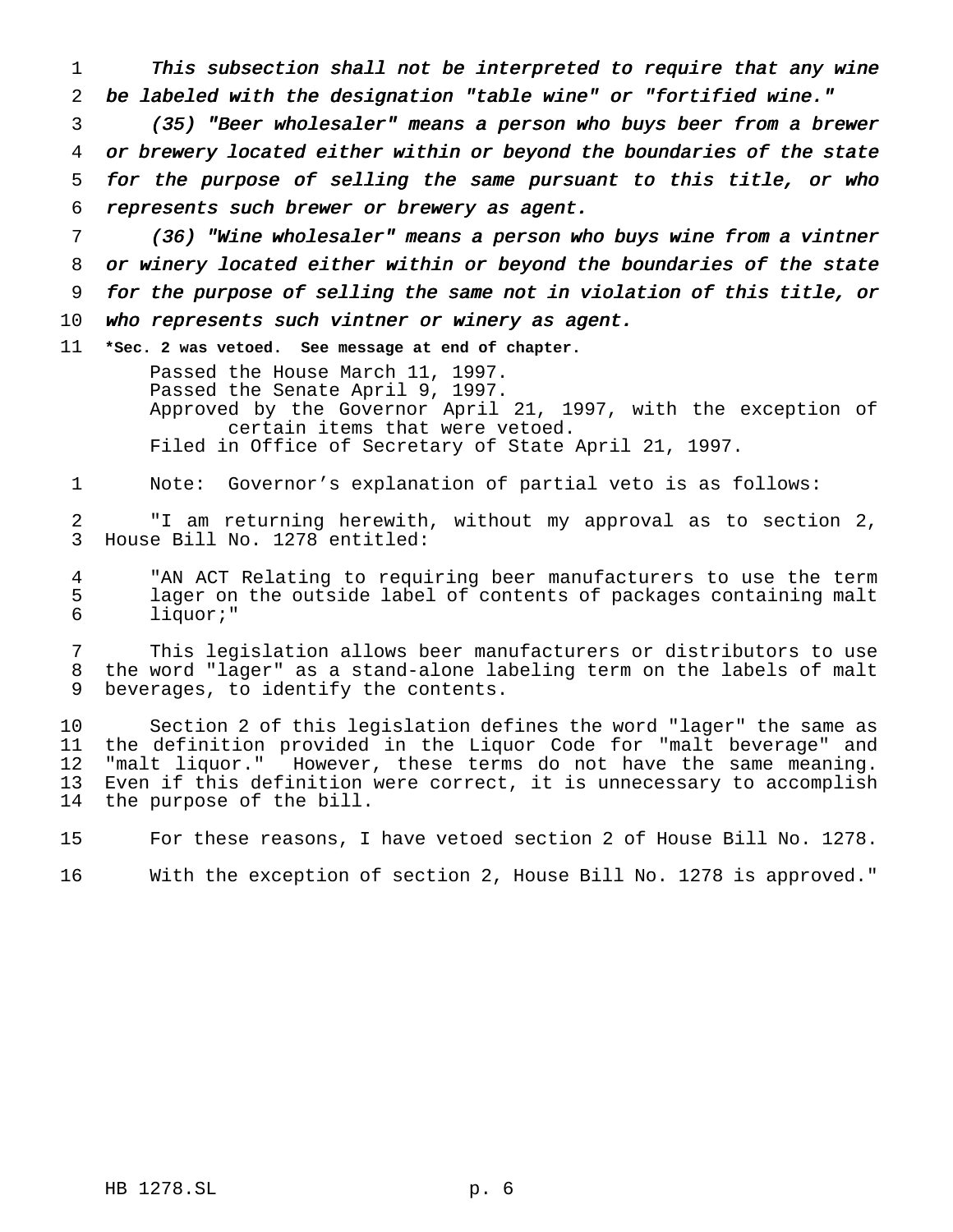*This subsection shall not be interpreted to require that any wine be labeled with the designation "table wine" or "fortified wine."*

*(35) "Beer wholesaler" means a person who buys beer from a brewer or brewery located either within or beyond the boundaries of the state for the purpose of selling the same pursuant to this title, or who represents such brewer or brewery as agent.*

*(36) "Wine wholesaler" means a person who buys wine from a vintner or winery located either within or beyond the boundaries of the state for the purpose of selling the same not in violation of this title, or who represents such vintner or winery as agent.*

**\*Sec. 2 was vetoed. See message at end of chapter.**

Passed the House March 11, 1997.
Passed the Senate April 9, 1997.
Approved by the Governor April 21, 1997, with the exception of certain items that were vetoed.
Filed in Office of Secretary of State April 21, 1997.

Note: Governor's explanation of partial veto is as follows:

"I am returning herewith, without my approval as to section 2, House Bill No. 1278 entitled:

"AN ACT Relating to requiring beer manufacturers to use the term lager on the outside label of contents of packages containing malt liquor;"

This legislation allows beer manufacturers or distributors to use the word "lager" as a stand-alone labeling term on the labels of malt beverages, to identify the contents.

Section 2 of this legislation defines the word "lager" the same as the definition provided in the Liquor Code for "malt beverage" and "malt liquor." However, these terms do not have the same meaning. Even if this definition were correct, it is unnecessary to accomplish the purpose of the bill.

For these reasons, I have vetoed section 2 of House Bill No. 1278.

With the exception of section 2, House Bill No. 1278 is approved."